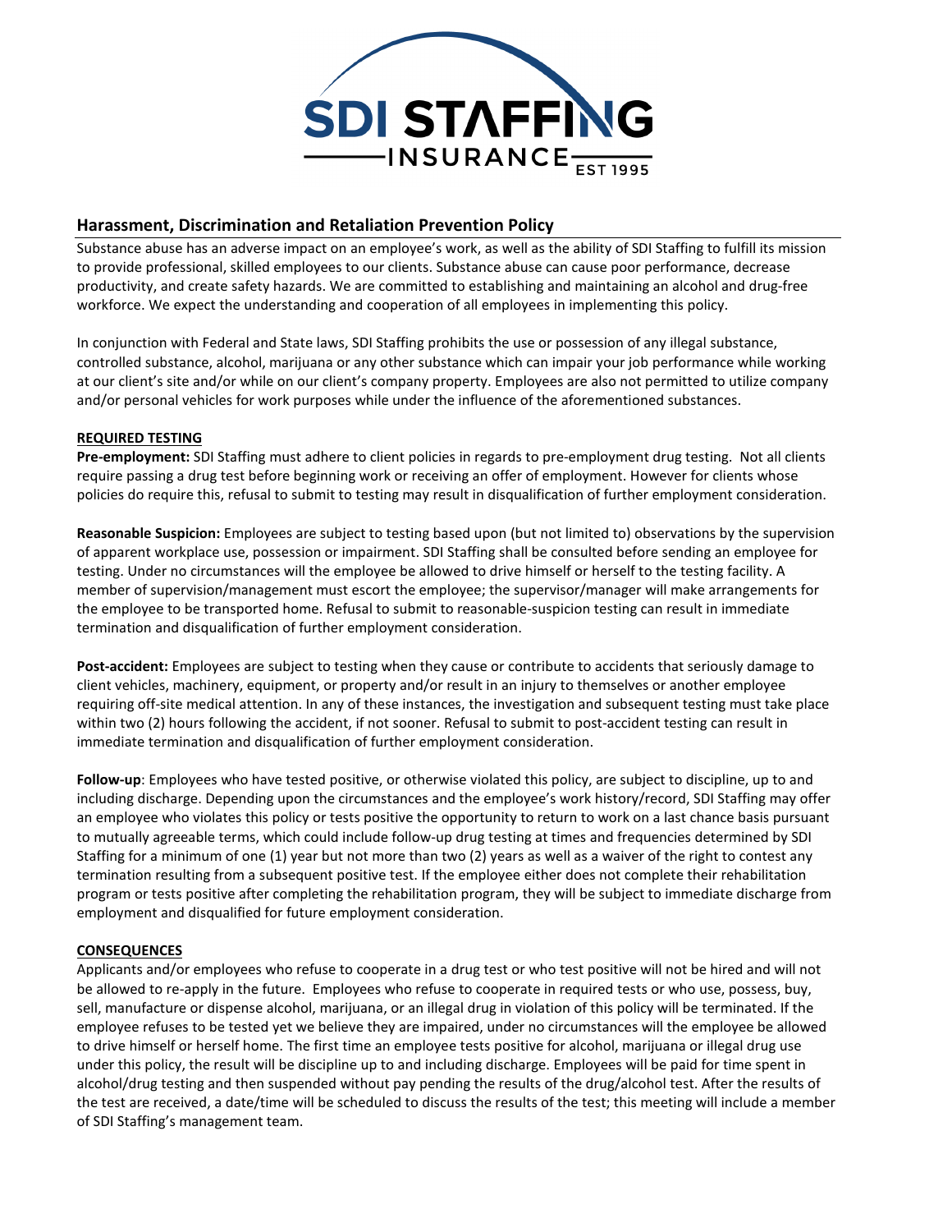## Harassment, Discrimination and Retaliation Prevention Policy

Substance abuse has an adverse impact on an employee's work, as well as the ability of SDI Staffing to fulfill its mission to provide professional, skilled employees to our clients. Substance abuse can cause poor performance, decrease productivity, and create safety hazards. We are committed to establishing and maintaining an alcohol and drug-free workforce. We expect the understanding and cooperation of all employees in implementing this policy.

In conjunction with Federal and State laws, SDI Staffing prohibits the use or possession of any illegal substance, controlled substance, alcohol, marijuana or any other substance which can impair your job performance while working at our client's site and/or while on our client's company property. Employees are also not permitted to utilize company and/or personal vehicles for work purposes while under the influence of the aforementioned substances.

**REQUIRED TESTING**

**Pre-employment:** SDI Staffing must adhere to client policies in regards to pre-employment drug testing. Not all clients require passing a drug test before beginning work or receiving an offer of employment. However for clients whose policies do require this, refusal to submit to testing may result in disqualification of further employment consideration.

**Reasonable Suspicion:** Employees are subject to testing based upon (but not limited to) observations by the supervision of apparent workplace use, possession or impairment. SDI Staffing shall be consulted before sending an employee for testing. Under no circumstances will the employee be allowed to drive himself or herself to the testing facility. A member of supervision/management must escort the employee; the supervisor/manager will make arrangements for the employee to be transported home. Refusal to submit to reasonable-suspicion testing can result in immediate termination and disqualification of further employment consideration.

**Post-accident:** Employees are subject to testing when they cause or contribute to accidents that seriously damage to client vehicles, machinery, equipment, or property and/or result in an injury to themselves or another employee requiring off-site medical attention. In any of these instances, the investigation and subsequent testing must take place within two (2) hours following the accident, if not sooner. Refusal to submit to post-accident testing can result in immediate termination and disqualification of further employment consideration.

**Follow-up**: Employees who have tested positive, or otherwise violated this policy, are subject to discipline, up to and including discharge. Depending upon the circumstances and the employee's work history/record, SDI Staffing may offer an employee who violates this policy or tests positive the opportunity to return to work on a last chance basis pursuant to mutually agreeable terms, which could include follow-up drug testing at times and frequencies determined by SDI Staffing for a minimum of one (1) year but not more than two (2) years as well as a waiver of the right to contest any termination resulting from a subsequent positive test. If the employee either does not complete their rehabilitation program or tests positive after completing the rehabilitation program, they will be subject to immediate discharge from employment and disqualified for future employment consideration.

**CONSEQUENCES**

Applicants and/or employees who refuse to cooperate in a drug test or who test positive will not be hired and will not be allowed to re-apply in the future. Employees who refuse to cooperate in required tests or who use, possess, buy, sell, manufacture or dispense alcohol, marijuana, or an illegal drug in violation of this policy will be terminated. If the employee refuses to be tested yet we believe they are impaired, under no circumstances will the employee be allowed to drive himself or herself home. The first time an employee tests positive for alcohol, marijuana or illegal drug use under this policy, the result will be discipline up to and including discharge. Employees will be paid for time spent in alcohol/drug testing and then suspended without pay pending the results of the drug/alcohol test. After the results of the test are received, a date/time will be scheduled to discuss the results of the test; this meeting will include a member of SDI Staffing's management team.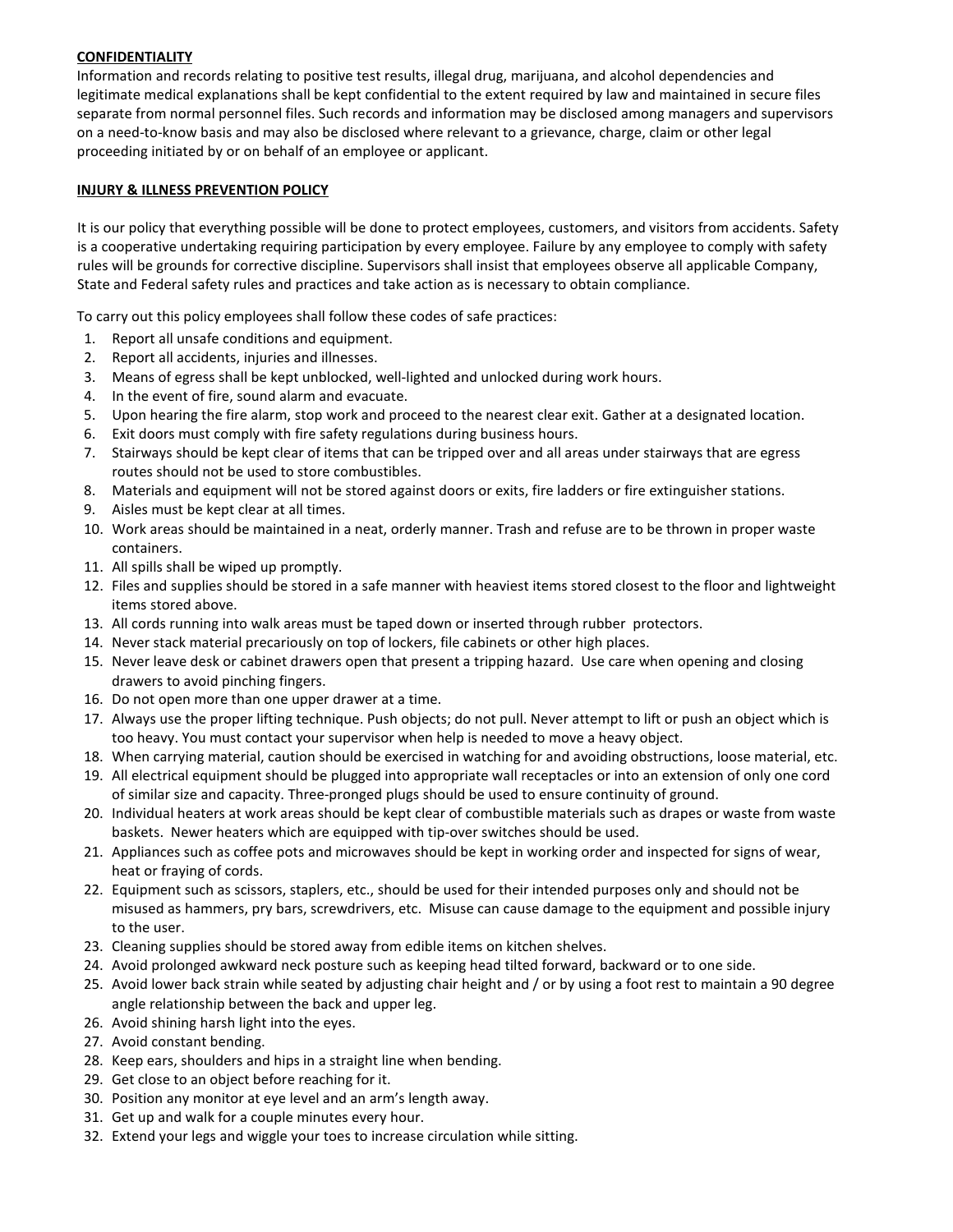**CONFIDENTIALITY**

Information and records relating to positive test results, illegal drug, marijuana, and alcohol dependencies and legitimate medical explanations shall be kept confidential to the extent required by law and maintained in secure files separate from normal personnel files. Such records and information may be disclosed among managers and supervisors on a need-to-know basis and may also be disclosed where relevant to a grievance, charge, claim or other legal proceeding initiated by or on behalf of an employee or applicant.

**INJURY & ILLNESS PREVENTION POLICY**

It is our policy that everything possible will be done to protect employees, customers, and visitors from accidents. Safety is a cooperative undertaking requiring participation by every employee. Failure by any employee to comply with safety rules will be grounds for corrective discipline. Supervisors shall insist that employees observe all applicable Company, State and Federal safety rules and practices and take action as is necessary to obtain compliance.

To carry out this policy employees shall follow these codes of safe practices:

1. Report all unsafe conditions and equipment.
2. Report all accidents, injuries and illnesses.
3. Means of egress shall be kept unblocked, well-lighted and unlocked during work hours.
4. In the event of fire, sound alarm and evacuate.
5. Upon hearing the fire alarm, stop work and proceed to the nearest clear exit. Gather at a designated location.
6. Exit doors must comply with fire safety regulations during business hours.
7. Stairways should be kept clear of items that can be tripped over and all areas under stairways that are egress routes should not be used to store combustibles.
8. Materials and equipment will not be stored against doors or exits, fire ladders or fire extinguisher stations.
9. Aisles must be kept clear at all times.
10. Work areas should be maintained in a neat, orderly manner. Trash and refuse are to be thrown in proper waste containers.
11. All spills shall be wiped up promptly.
12. Files and supplies should be stored in a safe manner with heaviest items stored closest to the floor and lightweight items stored above.
13. All cords running into walk areas must be taped down or inserted through rubber protectors.
14. Never stack material precariously on top of lockers, file cabinets or other high places.
15. Never leave desk or cabinet drawers open that present a tripping hazard. Use care when opening and closing drawers to avoid pinching fingers.
16. Do not open more than one upper drawer at a time.
17. Always use the proper lifting technique. Push objects; do not pull. Never attempt to lift or push an object which is too heavy. You must contact your supervisor when help is needed to move a heavy object.
18. When carrying material, caution should be exercised in watching for and avoiding obstructions, loose material, etc.
19. All electrical equipment should be plugged into appropriate wall receptacles or into an extension of only one cord of similar size and capacity. Three-pronged plugs should be used to ensure continuity of ground.
20. Individual heaters at work areas should be kept clear of combustible materials such as drapes or waste from waste baskets. Newer heaters which are equipped with tip-over switches should be used.
21. Appliances such as coffee pots and microwaves should be kept in working order and inspected for signs of wear, heat or fraying of cords.
22. Equipment such as scissors, staplers, etc., should be used for their intended purposes only and should not be misused as hammers, pry bars, screwdrivers, etc. Misuse can cause damage to the equipment and possible injury to the user.
23. Cleaning supplies should be stored away from edible items on kitchen shelves.
24. Avoid prolonged awkward neck posture such as keeping head tilted forward, backward or to one side.
25. Avoid lower back strain while seated by adjusting chair height and / or by using a foot rest to maintain a 90 degree angle relationship between the back and upper leg.
26. Avoid shining harsh light into the eyes.
27. Avoid constant bending.
28. Keep ears, shoulders and hips in a straight line when bending.
29. Get close to an object before reaching for it.
30. Position any monitor at eye level and an arm's length away.
31. Get up and walk for a couple minutes every hour.
32. Extend your legs and wiggle your toes to increase circulation while sitting.